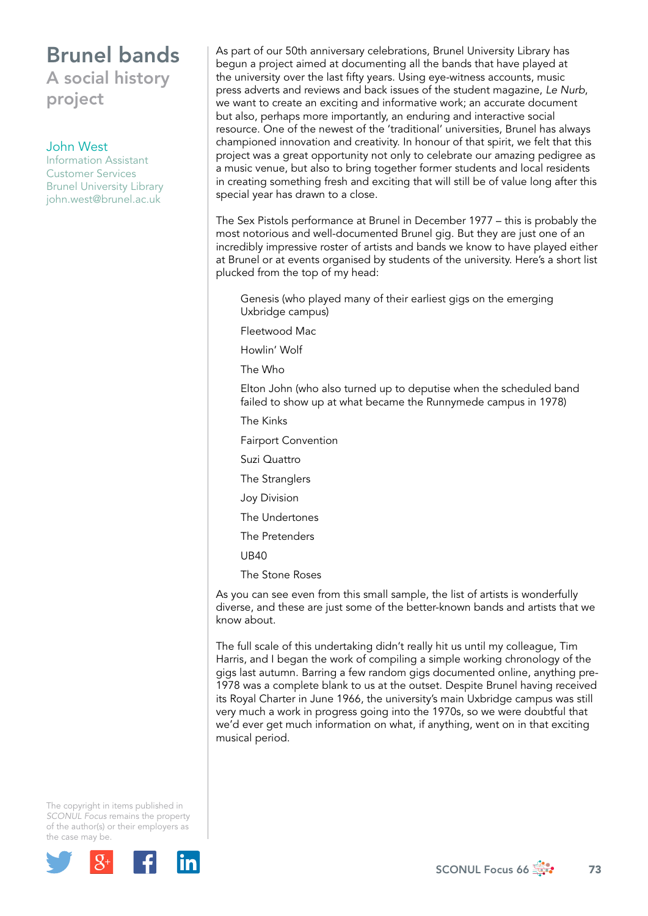# Brunel bands

## A social history project

John West
Information Assistant
Customer Services
Brunel University Library
john.west@brunel.ac.uk

As part of our 50th anniversary celebrations, Brunel University Library has begun a project aimed at documenting all the bands that have played at the university over the last fifty years. Using eye-witness accounts, music press adverts and reviews and back issues of the student magazine, *Le Nurb*, we want to create an exciting and informative work; an accurate document but also, perhaps more importantly, an enduring and interactive social resource. One of the newest of the 'traditional' universities, Brunel has always championed innovation and creativity. In honour of that spirit, we felt that this project was a great opportunity not only to celebrate our amazing pedigree as a music venue, but also to bring together former students and local residents in creating something fresh and exciting that will still be of value long after this special year has drawn to a close.

The Sex Pistols performance at Brunel in December 1977 – this is probably the most notorious and well-documented Brunel gig. But they are just one of an incredibly impressive roster of artists and bands we know to have played either at Brunel or at events organised by students of the university. Here's a short list plucked from the top of my head:

- Genesis (who played many of their earliest gigs on the emerging Uxbridge campus)
- Fleetwood Mac
- Howlin' Wolf
- The Who
- Elton John (who also turned up to deputise when the scheduled band failed to show up at what became the Runnymede campus in 1978)
- The Kinks
- Fairport Convention
- Suzi Quattro
- The Stranglers
- Joy Division
- The Undertones
- The Pretenders
- UB40
- The Stone Roses

As you can see even from this small sample, the list of artists is wonderfully diverse, and these are just some of the better-known bands and artists that we know about.

The full scale of this undertaking didn't really hit us until my colleague, Tim Harris, and I began the work of compiling a simple working chronology of the gigs last autumn. Barring a few random gigs documented online, anything pre-1978 was a complete blank to us at the outset. Despite Brunel having received its Royal Charter in June 1966, the university's main Uxbridge campus was still very much a work in progress going into the 1970s, so we were doubtful that we'd ever get much information on what, if anything, went on in that exciting musical period.

The copyright in items published in *SCONUL Focus* remains the property of the author(s) or their employers as the case may be.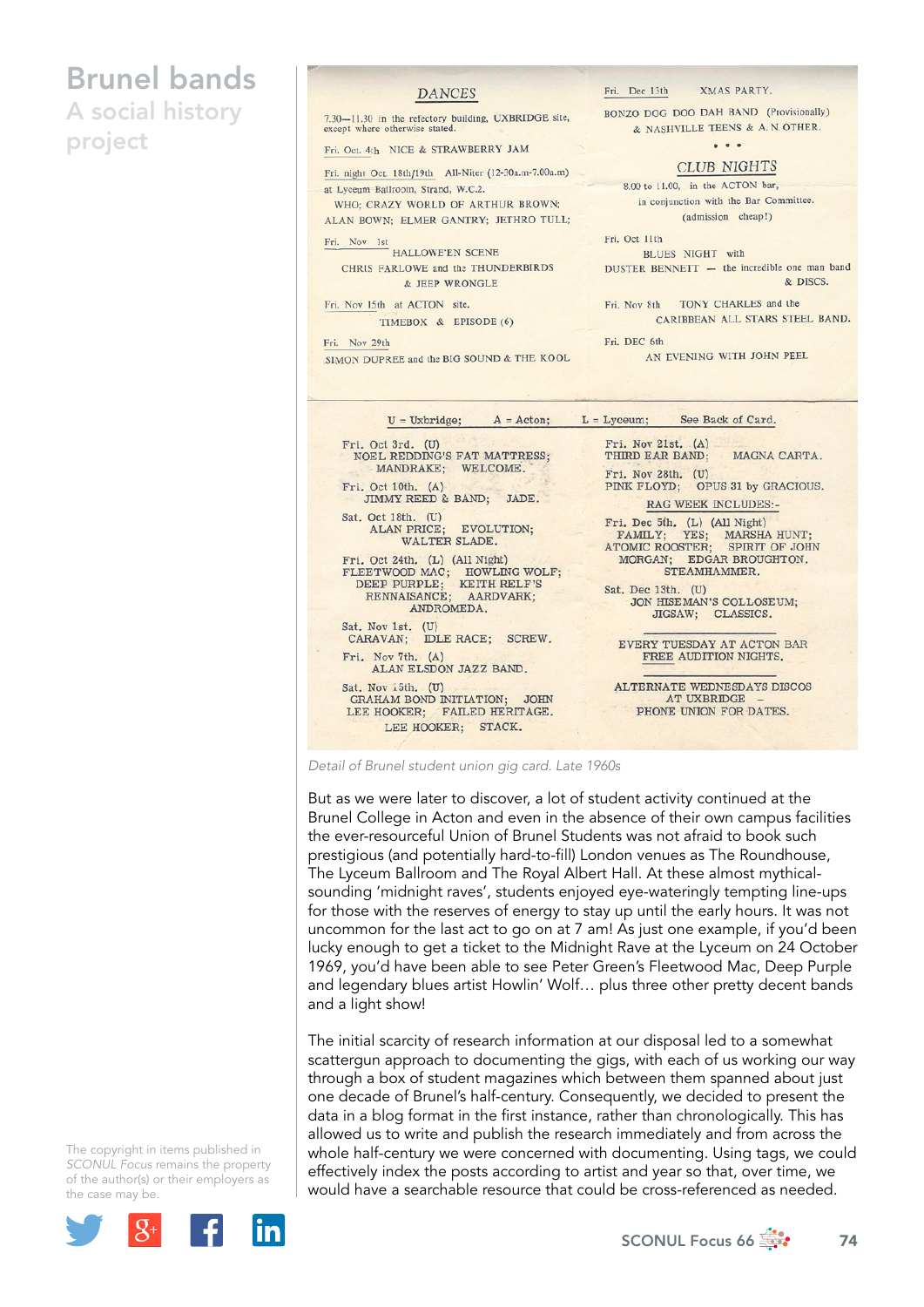DANCES

7.30—11.30 in the refectory building, UXBRIDGE site, except where otherwise stated.

Fri. Oct. 4th NICE & STRAWBERRY JAM

Fri. night Oct. 18th/19th All-Niter (12-30a.m-7.00a.m) at Lyceum Ballroom, Strand, W.C.2.
WHO; CRAZY WORLD OF ARTHUR BROWN; ALAN BOWN; ELMER GANTRY; JETHRO TULL;

Fri. Nov 1st HALLOWE'EN SCENE
CHRIS FARLOWE and the THUNDERBIRDS & JEEP WRONGLE

Fri. Nov 15th at ACTON site.
TIMEBOX & EPISODE (6)

Fri. Nov 29th
SIMON DUPREE and the BIG SOUND & THE KOOL

Fri. Dec 13th XMAS PARTY.
BONZO DOG DOO DAH BAND (Provisionally) & NASHVILLE TEENS & A. N. OTHER.

• • •

CLUB NIGHTS

8.00 to 11.00, in the ACTON bar, in conjunction with the Bar Committee. (admission cheap!)

Fri. Oct 11th
BLUES NIGHT with DUSTER BENNETT — the incredible one man band & DISCS.

Fri. Nov 8th TONY CHARLES and the CARIBBEAN ALL STARS STEEL BAND.

Fri. DEC 6th
AN EVENING WITH JOHN PEEL

U = Uxbridge; A = Acton; L = Lyceum; See Back of Card.

Fri. Oct 3rd. (U)
NOEL REDDING'S FAT MATTRESS; MANDRAKE; WELCOME.

Fri. Oct 10th. (A)
JIMMY REED & BAND; JADE.

Sat. Oct 18th. (U)
ALAN PRICE; EVOLUTION; WALTER SLADE.

Fri. Oct 24th. (L) (All Night)
FLEETWOOD MAC; HOWLING WOLF; DEEP PURPLE; KEITH RELF'S RENNAISANCE; AARDVARK; ANDROMEDA.

Sat. Nov 1st. (U)
CARAVAN; IDLE RACE; SCREW.

Fri. Nov 7th. (A)
ALAN ELSDON JAZZ BAND.

Sat. Nov 15th. (U)
GRAHAM BOND INITIATION; JOHN LEE HOOKER; FAILED HERITAGE.
LEE HOOKER; STACK.

Fri. Nov 21st. (A)
THIRD EAR BAND; MAGNA CARTA.

Fri. Nov 28th. (U)
PINK FLOYD; OPUS 31 by GRACIOUS.

RAG WEEK INCLUDES:-

Fri. Dec 5th. (L) (All Night)
FAMILY; YES; MARSHA HUNT; ATOMIC ROOSTER; SPIRIT OF JOHN MORGAN; EDGAR BROUGHTON. STEAMHAMMER.

Sat. Dec 13th. (U)
JON HISEMAN'S COLLOSEUM; JIGSAW; CLASSICS.

EVERY TUESDAY AT ACTON BAR FREE AUDITION NIGHTS.

ALTERNATE WEDNESDAYS DISCOS AT UXBRIDGE – PHONE UNION FOR DATES.

*Detail of Brunel student union gig card. Late 1960s*

But as we were later to discover, a lot of student activity continued at the Brunel College in Acton and even in the absence of their own campus facilities the ever-resourceful Union of Brunel Students was not afraid to book such prestigious (and potentially hard-to-fill) London venues as The Roundhouse, The Lyceum Ballroom and The Royal Albert Hall. At these almost mythical-sounding 'midnight raves', students enjoyed eye-wateringly tempting line-ups for those with the reserves of energy to stay up until the early hours. It was not uncommon for the last act to go on at 7 am! As just one example, if you'd been lucky enough to get a ticket to the Midnight Rave at the Lyceum on 24 October 1969, you'd have been able to see Peter Green's Fleetwood Mac, Deep Purple and legendary blues artist Howlin' Wolf… plus three other pretty decent bands and a light show!

The initial scarcity of research information at our disposal led to a somewhat scattergun approach to documenting the gigs, with each of us working our way through a box of student magazines which between them spanned about just one decade of Brunel's half-century. Consequently, we decided to present the data in a blog format in the first instance, rather than chronologically. This has allowed us to write and publish the research immediately and from across the whole half-century we were concerned with documenting. Using tags, we could effectively index the posts according to artist and year so that, over time, we would have a searchable resource that could be cross-referenced as needed.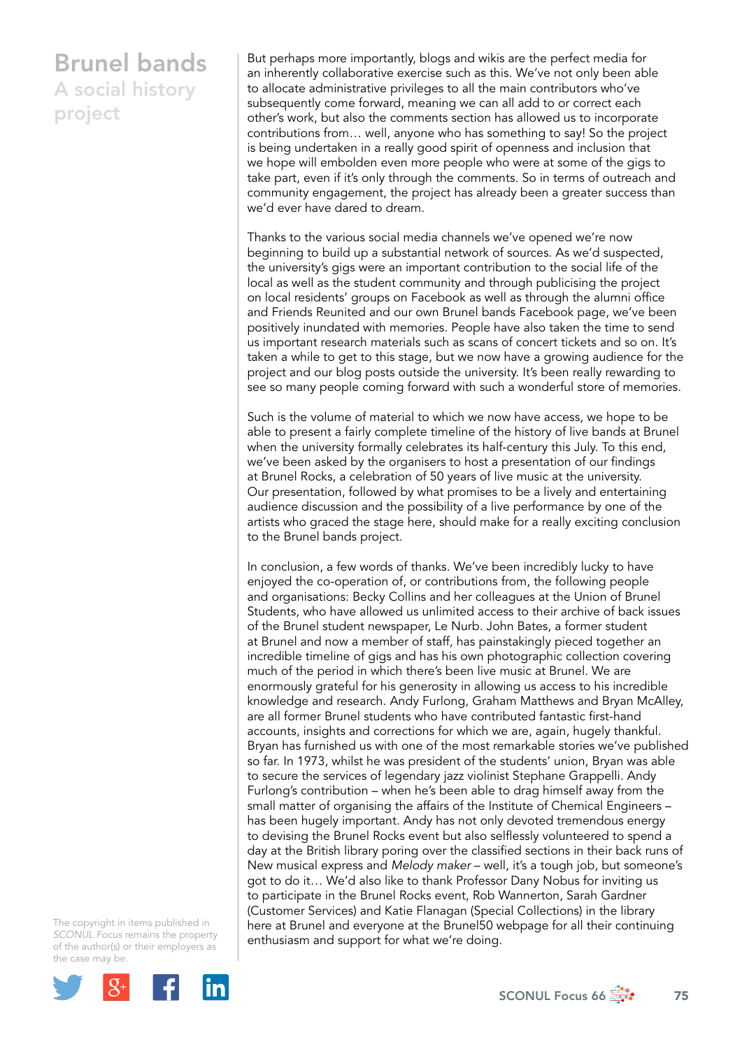But perhaps more importantly, blogs and wikis are the perfect media for an inherently collaborative exercise such as this. We've not only been able to allocate administrative privileges to all the main contributors who've subsequently come forward, meaning we can all add to or correct each other's work, but also the comments section has allowed us to incorporate contributions from… well, anyone who has something to say! So the project is being undertaken in a really good spirit of openness and inclusion that we hope will embolden even more people who were at some of the gigs to take part, even if it's only through the comments. So in terms of outreach and community engagement, the project has already been a greater success than we'd ever have dared to dream.

Thanks to the various social media channels we've opened we're now beginning to build up a substantial network of sources. As we'd suspected, the university's gigs were an important contribution to the social life of the local as well as the student community and through publicising the project on local residents' groups on Facebook as well as through the alumni office and Friends Reunited and our own Brunel bands Facebook page, we've been positively inundated with memories. People have also taken the time to send us important research materials such as scans of concert tickets and so on. It's taken a while to get to this stage, but we now have a growing audience for the project and our blog posts outside the university. It's been really rewarding to see so many people coming forward with such a wonderful store of memories.

Such is the volume of material to which we now have access, we hope to be able to present a fairly complete timeline of the history of live bands at Brunel when the university formally celebrates its half-century this July. To this end, we've been asked by the organisers to host a presentation of our findings at Brunel Rocks, a celebration of 50 years of live music at the university. Our presentation, followed by what promises to be a lively and entertaining audience discussion and the possibility of a live performance by one of the artists who graced the stage here, should make for a really exciting conclusion to the Brunel bands project.

In conclusion, a few words of thanks. We've been incredibly lucky to have enjoyed the co-operation of, or contributions from, the following people and organisations: Becky Collins and her colleagues at the Union of Brunel Students, who have allowed us unlimited access to their archive of back issues of the Brunel student newspaper, Le Nurb. John Bates, a former student at Brunel and now a member of staff, has painstakingly pieced together an incredible timeline of gigs and has his own photographic collection covering much of the period in which there's been live music at Brunel. We are enormously grateful for his generosity in allowing us access to his incredible knowledge and research. Andy Furlong, Graham Matthews and Bryan McAlley, are all former Brunel students who have contributed fantastic first-hand accounts, insights and corrections for which we are, again, hugely thankful. Bryan has furnished us with one of the most remarkable stories we've published so far. In 1973, whilst he was president of the students' union, Bryan was able to secure the services of legendary jazz violinist Stephane Grappelli. Andy Furlong's contribution – when he's been able to drag himself away from the small matter of organising the affairs of the Institute of Chemical Engineers – has been hugely important. Andy has not only devoted tremendous energy to devising the Brunel Rocks event but also selflessly volunteered to spend a day at the British library poring over the classified sections in their back runs of New musical express and *Melody maker* – well, it's a tough job, but someone's got to do it… We'd also like to thank Professor Dany Nobus for inviting us to participate in the Brunel Rocks event, Rob Wannerton, Sarah Gardner (Customer Services) and Katie Flanagan (Special Collections) in the library here at Brunel and everyone at the Brunel50 webpage for all their continuing enthusiasm and support for what we're doing.

The copyright in items published in *SCONUL Focus* remains the property of the author(s) or their employers as the case may be.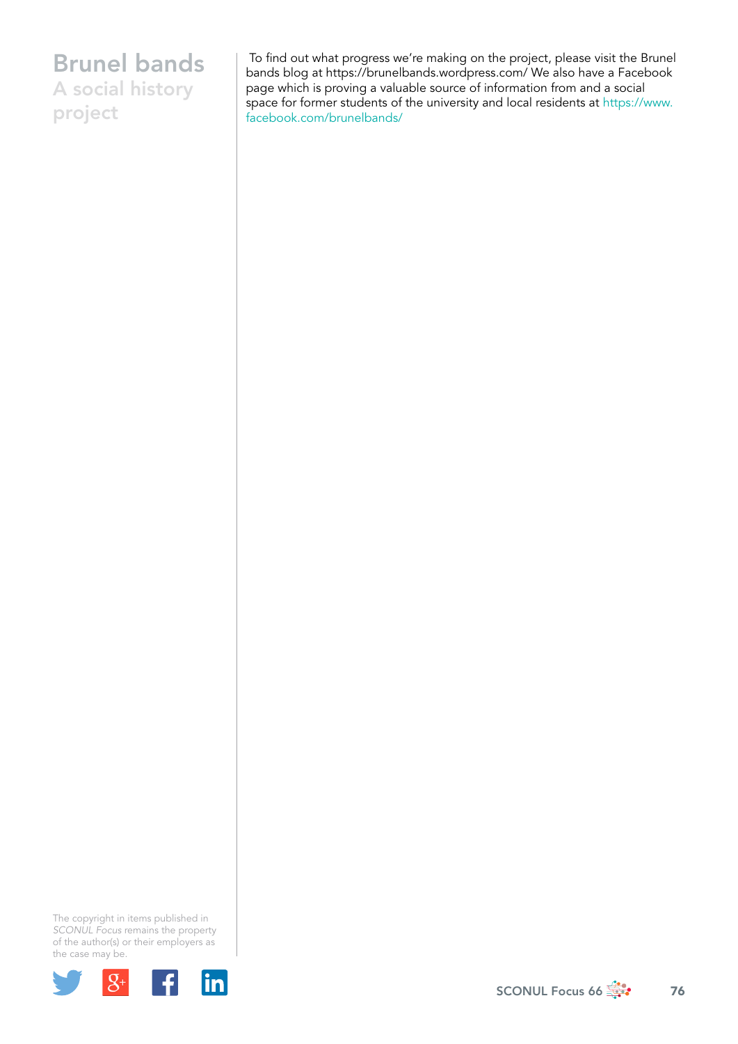To find out what progress we're making on the project, please visit the Brunel bands blog at https://brunelbands.wordpress.com/ We also have a Facebook page which is proving a valuable source of information from and a social space for former students of the university and local residents at https://www.facebook.com/brunelbands/